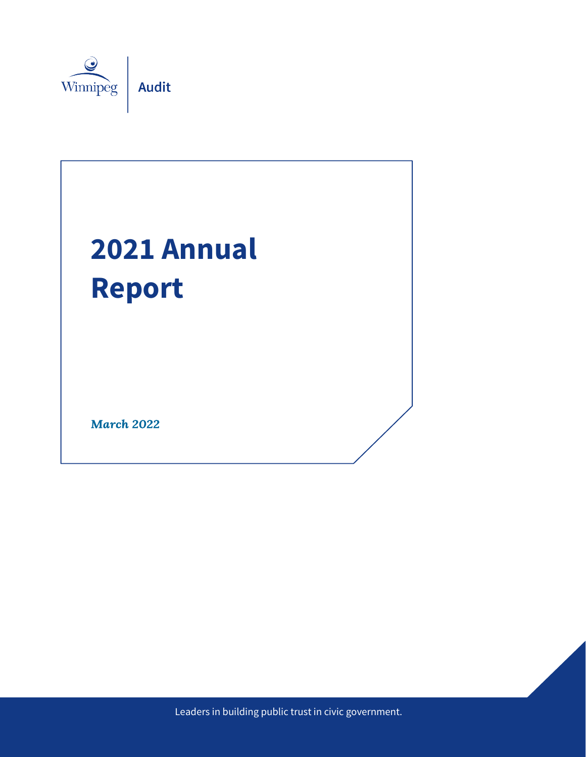Winnipeg | Audit

# 2021 Annual Report

*March 2022*

Leaders in building public trust in civic government.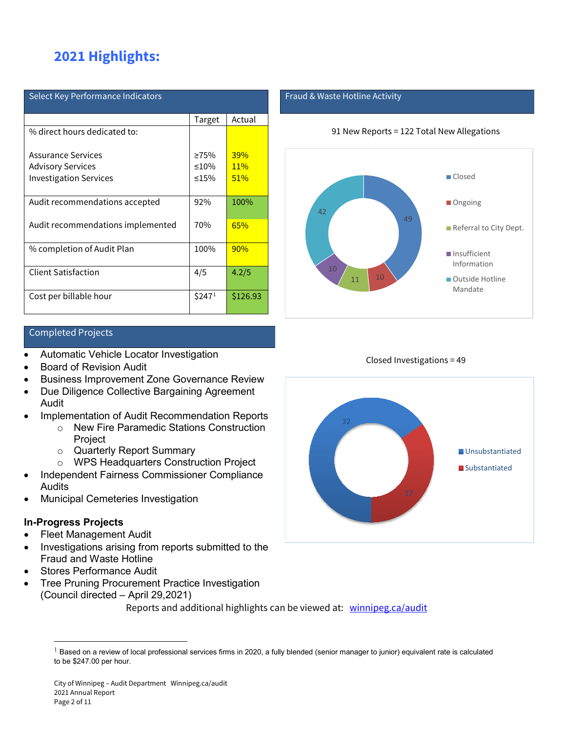# 2021 Highlights:

## Select Key Performance Indicators

| | Target | Actual |
|---|---|---|
| % direct hours dedicated to: | | |
| Assurance Services | ≥75% | 39% |
| Advisory Services | ≤10% | 11% |
| Investigation Services | ≤15% | 51% |
| Audit recommendations accepted | 92% | 100% |
| Audit recommendations implemented | 70% | 65% |
| % completion of Audit Plan | 100% | 90% |
| Client Satisfaction | 4/5 | 4.2/5 |
| Cost per billable hour | $247[1] | $126.93 |

## Fraud & Waste Hotline Activity

91 New Reports = 122 Total New Allegations

| Category | Count |
|---|---|
| Closed | 49 |
| Ongoing | 10 |
| Referral to City Dept. | 11 |
| Insufficient Information | 10 |
| Outside Hotline Mandate | 42 |

Closed Investigations = 49

| Category | Count |
|---|---|
| Unsubstantiated | 32 |
| Substantiated | 17 |

## Completed Projects

- Automatic Vehicle Locator Investigation
- Board of Revision Audit
- Business Improvement Zone Governance Review
- Due Diligence Collective Bargaining Agreement Audit
- Implementation of Audit Recommendation Reports
  - New Fire Paramedic Stations Construction Project
  - Quarterly Report Summary
  - WPS Headquarters Construction Project
- Independent Fairness Commissioner Compliance Audits
- Municipal Cemeteries Investigation

### In-Progress Projects

- Fleet Management Audit
- Investigations arising from reports submitted to the Fraud and Waste Hotline
- Stores Performance Audit
- Tree Pruning Procurement Practice Investigation (Council directed – April 29,2021)

Reports and additional highlights can be viewed at: [winnipeg.ca/audit](winnipeg.ca/audit)

[1] Based on a review of local professional services firms in 2020, a fully blended (senior manager to junior) equivalent rate is calculated to be $247.00 per hour.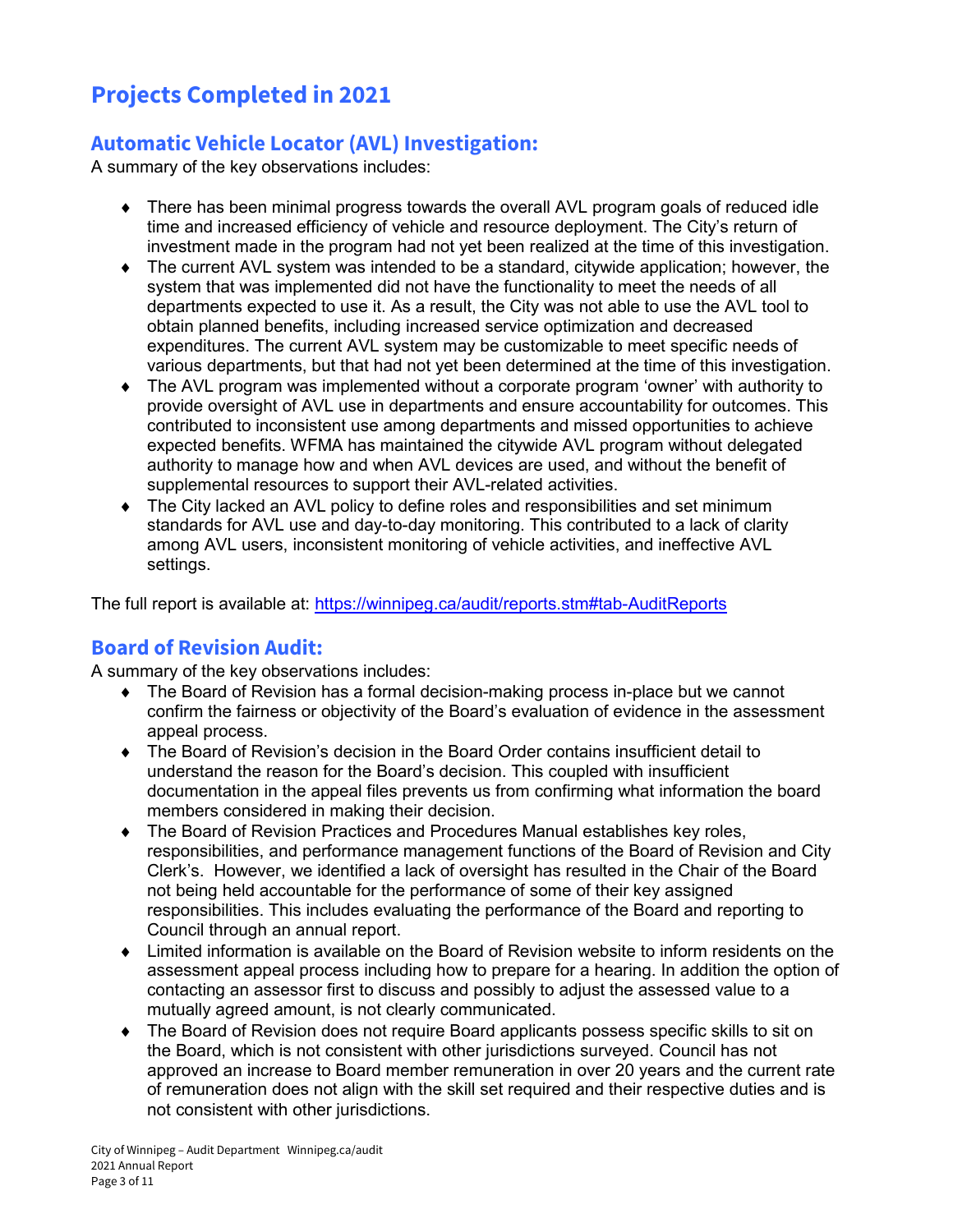# Projects Completed in 2021

## Automatic Vehicle Locator (AVL) Investigation:

A summary of the key observations includes:

- There has been minimal progress towards the overall AVL program goals of reduced idle time and increased efficiency of vehicle and resource deployment. The City's return of investment made in the program had not yet been realized at the time of this investigation.
- The current AVL system was intended to be a standard, citywide application; however, the system that was implemented did not have the functionality to meet the needs of all departments expected to use it. As a result, the City was not able to use the AVL tool to obtain planned benefits, including increased service optimization and decreased expenditures. The current AVL system may be customizable to meet specific needs of various departments, but that had not yet been determined at the time of this investigation.
- The AVL program was implemented without a corporate program 'owner' with authority to provide oversight of AVL use in departments and ensure accountability for outcomes. This contributed to inconsistent use among departments and missed opportunities to achieve expected benefits. WFMA has maintained the citywide AVL program without delegated authority to manage how and when AVL devices are used, and without the benefit of supplemental resources to support their AVL-related activities.
- The City lacked an AVL policy to define roles and responsibilities and set minimum standards for AVL use and day-to-day monitoring. This contributed to a lack of clarity among AVL users, inconsistent monitoring of vehicle activities, and ineffective AVL settings.

The full report is available at: [https://winnipeg.ca/audit/reports.stm#tab-AuditReports](https://winnipeg.ca/audit/reports.stm#tab-AuditReports)

## Board of Revision Audit:

A summary of the key observations includes:

- The Board of Revision has a formal decision-making process in-place but we cannot confirm the fairness or objectivity of the Board's evaluation of evidence in the assessment appeal process.
- The Board of Revision's decision in the Board Order contains insufficient detail to understand the reason for the Board's decision. This coupled with insufficient documentation in the appeal files prevents us from confirming what information the board members considered in making their decision.
- The Board of Revision Practices and Procedures Manual establishes key roles, responsibilities, and performance management functions of the Board of Revision and City Clerk's. However, we identified a lack of oversight has resulted in the Chair of the Board not being held accountable for the performance of some of their key assigned responsibilities. This includes evaluating the performance of the Board and reporting to Council through an annual report.
- Limited information is available on the Board of Revision website to inform residents on the assessment appeal process including how to prepare for a hearing. In addition the option of contacting an assessor first to discuss and possibly to adjust the assessed value to a mutually agreed amount, is not clearly communicated.
- The Board of Revision does not require Board applicants possess specific skills to sit on the Board, which is not consistent with other jurisdictions surveyed. Council has not approved an increase to Board member remuneration in over 20 years and the current rate of remuneration does not align with the skill set required and their respective duties and is not consistent with other jurisdictions.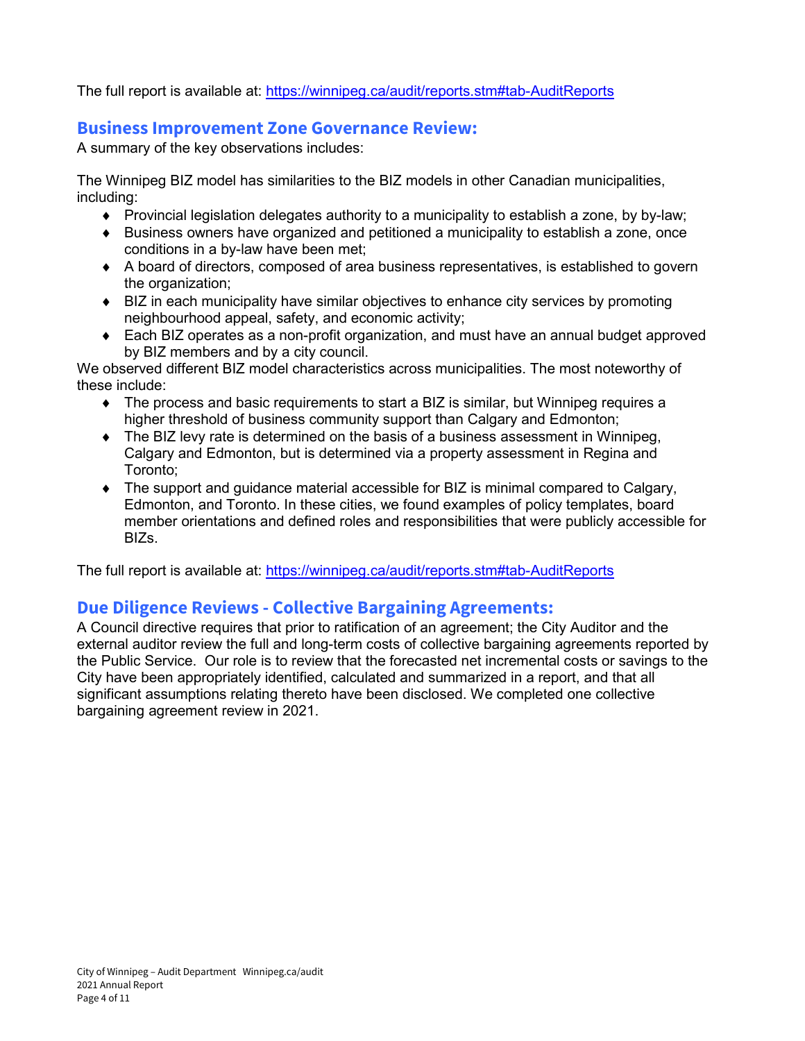The full report is available at: https://winnipeg.ca/audit/reports.stm#tab-AuditReports

## Business Improvement Zone Governance Review:

A summary of the key observations includes:

The Winnipeg BIZ model has similarities to the BIZ models in other Canadian municipalities, including:

- Provincial legislation delegates authority to a municipality to establish a zone, by by-law;
- Business owners have organized and petitioned a municipality to establish a zone, once conditions in a by-law have been met;
- A board of directors, composed of area business representatives, is established to govern the organization;
- BIZ in each municipality have similar objectives to enhance city services by promoting neighbourhood appeal, safety, and economic activity;
- Each BIZ operates as a non-profit organization, and must have an annual budget approved by BIZ members and by a city council.

We observed different BIZ model characteristics across municipalities. The most noteworthy of these include:

- The process and basic requirements to start a BIZ is similar, but Winnipeg requires a higher threshold of business community support than Calgary and Edmonton;
- The BIZ levy rate is determined on the basis of a business assessment in Winnipeg, Calgary and Edmonton, but is determined via a property assessment in Regina and Toronto;
- The support and guidance material accessible for BIZ is minimal compared to Calgary, Edmonton, and Toronto. In these cities, we found examples of policy templates, board member orientations and defined roles and responsibilities that were publicly accessible for BIZs.

The full report is available at: https://winnipeg.ca/audit/reports.stm#tab-AuditReports

## Due Diligence Reviews - Collective Bargaining Agreements:

A Council directive requires that prior to ratification of an agreement; the City Auditor and the external auditor review the full and long-term costs of collective bargaining agreements reported by the Public Service. Our role is to review that the forecasted net incremental costs or savings to the City have been appropriately identified, calculated and summarized in a report, and that all significant assumptions relating thereto have been disclosed. We completed one collective bargaining agreement review in 2021.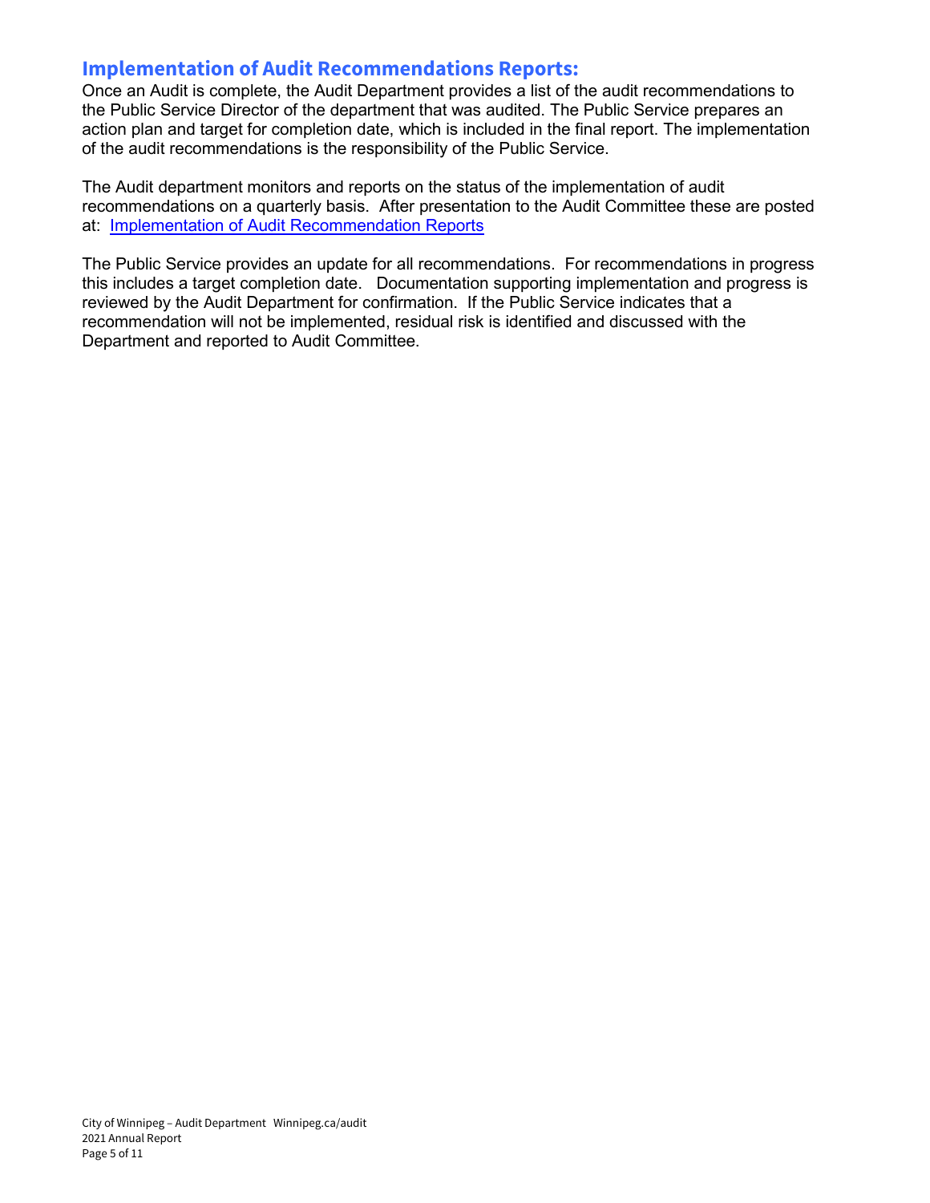## Implementation of Audit Recommendations Reports:

Once an Audit is complete, the Audit Department provides a list of the audit recommendations to the Public Service Director of the department that was audited. The Public Service prepares an action plan and target for completion date, which is included in the final report. The implementation of the audit recommendations is the responsibility of the Public Service.

The Audit department monitors and reports on the status of the implementation of audit recommendations on a quarterly basis. After presentation to the Audit Committee these are posted at: Implementation of Audit Recommendation Reports

The Public Service provides an update for all recommendations. For recommendations in progress this includes a target completion date. Documentation supporting implementation and progress is reviewed by the Audit Department for confirmation. If the Public Service indicates that a recommendation will not be implemented, residual risk is identified and discussed with the Department and reported to Audit Committee.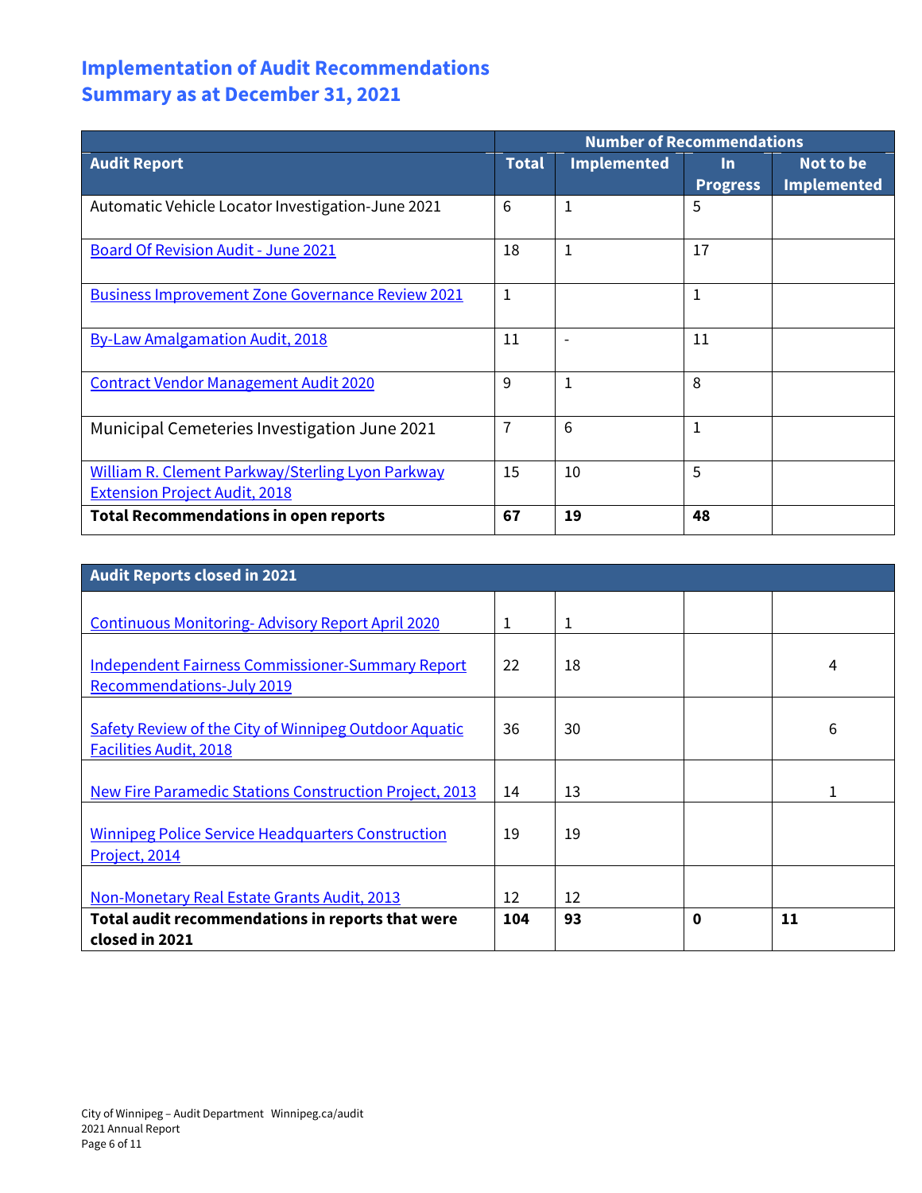# Implementation of Audit Recommendations
# Summary as at December 31, 2021

| Audit Report | Number of Recommendations | | | |
|---|---|---|---|---|
| | Total | Implemented | In Progress | Not to be Implemented |
| Automatic Vehicle Locator Investigation-June 2021 | 6 | 1 | 5 | |
| Board Of Revision Audit - June 2021 | 18 | 1 | 17 | |
| Business Improvement Zone Governance Review 2021 | 1 | | 1 | |
| By-Law Amalgamation Audit, 2018 | 11 | - | 11 | |
| Contract Vendor Management Audit 2020 | 9 | 1 | 8 | |
| Municipal Cemeteries Investigation June 2021 | 7 | 6 | 1 | |
| William R. Clement Parkway/Sterling Lyon Parkway Extension Project Audit, 2018 | 15 | 10 | 5 | |
| **Total Recommendations in open reports** | **67** | **19** | **48** | |

| Audit Reports closed in 2021 | | | | |
|---|---|---|---|---|
| Continuous Monitoring- Advisory Report April 2020 | 1 | 1 | | |
| Independent Fairness Commissioner-Summary Report Recommendations-July 2019 | 22 | 18 | | 4 |
| Safety Review of the City of Winnipeg Outdoor Aquatic Facilities Audit, 2018 | 36 | 30 | | 6 |
| New Fire Paramedic Stations Construction Project, 2013 | 14 | 13 | | 1 |
| Winnipeg Police Service Headquarters Construction Project, 2014 | 19 | 19 | | |
| Non-Monetary Real Estate Grants Audit, 2013 | 12 | 12 | | |
| **Total audit recommendations in reports that were closed in 2021** | **104** | **93** | **0** | **11** |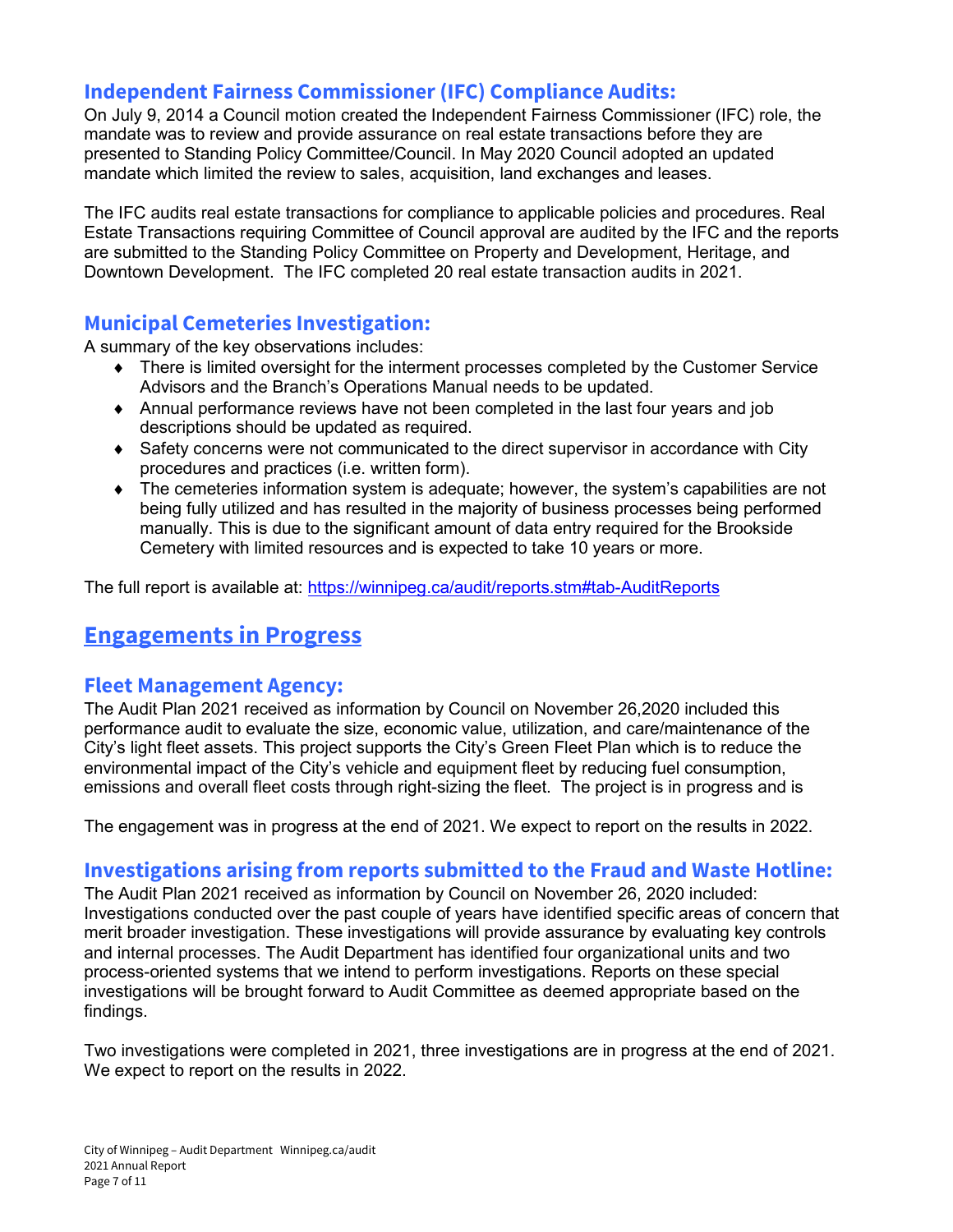## Independent Fairness Commissioner (IFC) Compliance Audits:

On July 9, 2014 a Council motion created the Independent Fairness Commissioner (IFC) role, the mandate was to review and provide assurance on real estate transactions before they are presented to Standing Policy Committee/Council. In May 2020 Council adopted an updated mandate which limited the review to sales, acquisition, land exchanges and leases.

The IFC audits real estate transactions for compliance to applicable policies and procedures. Real Estate Transactions requiring Committee of Council approval are audited by the IFC and the reports are submitted to the Standing Policy Committee on Property and Development, Heritage, and Downtown Development. The IFC completed 20 real estate transaction audits in 2021.

## Municipal Cemeteries Investigation:

A summary of the key observations includes:

- There is limited oversight for the interment processes completed by the Customer Service Advisors and the Branch's Operations Manual needs to be updated.
- Annual performance reviews have not been completed in the last four years and job descriptions should be updated as required.
- Safety concerns were not communicated to the direct supervisor in accordance with City procedures and practices (i.e. written form).
- The cemeteries information system is adequate; however, the system's capabilities are not being fully utilized and has resulted in the majority of business processes being performed manually. This is due to the significant amount of data entry required for the Brookside Cemetery with limited resources and is expected to take 10 years or more.

The full report is available at: [https://winnipeg.ca/audit/reports.stm#tab-AuditReports](https://winnipeg.ca/audit/reports.stm#tab-AuditReports)

# Engagements in Progress

## Fleet Management Agency:

The Audit Plan 2021 received as information by Council on November 26,2020 included this performance audit to evaluate the size, economic value, utilization, and care/maintenance of the City's light fleet assets. This project supports the City's Green Fleet Plan which is to reduce the environmental impact of the City's vehicle and equipment fleet by reducing fuel consumption, emissions and overall fleet costs through right-sizing the fleet. The project is in progress and is

The engagement was in progress at the end of 2021. We expect to report on the results in 2022.

## Investigations arising from reports submitted to the Fraud and Waste Hotline:

The Audit Plan 2021 received as information by Council on November 26, 2020 included: Investigations conducted over the past couple of years have identified specific areas of concern that merit broader investigation. These investigations will provide assurance by evaluating key controls and internal processes. The Audit Department has identified four organizational units and two process-oriented systems that we intend to perform investigations. Reports on these special investigations will be brought forward to Audit Committee as deemed appropriate based on the findings.

Two investigations were completed in 2021, three investigations are in progress at the end of 2021. We expect to report on the results in 2022.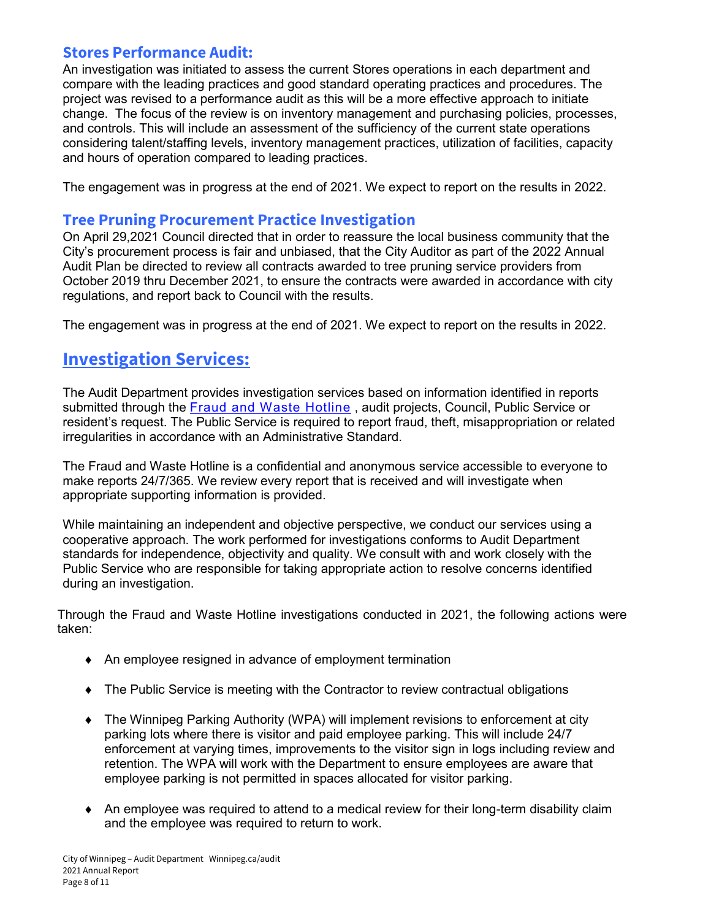### Stores Performance Audit:

An investigation was initiated to assess the current Stores operations in each department and compare with the leading practices and good standard operating practices and procedures. The project was revised to a performance audit as this will be a more effective approach to initiate change. The focus of the review is on inventory management and purchasing policies, processes, and controls. This will include an assessment of the sufficiency of the current state operations considering talent/staffing levels, inventory management practices, utilization of facilities, capacity and hours of operation compared to leading practices.

The engagement was in progress at the end of 2021. We expect to report on the results in 2022.

### Tree Pruning Procurement Practice Investigation

On April 29,2021 Council directed that in order to reassure the local business community that the City's procurement process is fair and unbiased, that the City Auditor as part of the 2022 Annual Audit Plan be directed to review all contracts awarded to tree pruning service providers from October 2019 thru December 2021, to ensure the contracts were awarded in accordance with city regulations, and report back to Council with the results.

The engagement was in progress at the end of 2021. We expect to report on the results in 2022.

## Investigation Services:

The Audit Department provides investigation services based on information identified in reports submitted through the Fraud and Waste Hotline , audit projects, Council, Public Service or resident's request. The Public Service is required to report fraud, theft, misappropriation or related irregularities in accordance with an Administrative Standard.

The Fraud and Waste Hotline is a confidential and anonymous service accessible to everyone to make reports 24/7/365. We review every report that is received and will investigate when appropriate supporting information is provided.

While maintaining an independent and objective perspective, we conduct our services using a cooperative approach. The work performed for investigations conforms to Audit Department standards for independence, objectivity and quality. We consult with and work closely with the Public Service who are responsible for taking appropriate action to resolve concerns identified during an investigation.

Through the Fraud and Waste Hotline investigations conducted in 2021, the following actions were taken:

- An employee resigned in advance of employment termination
- The Public Service is meeting with the Contractor to review contractual obligations
- The Winnipeg Parking Authority (WPA) will implement revisions to enforcement at city parking lots where there is visitor and paid employee parking. This will include 24/7 enforcement at varying times, improvements to the visitor sign in logs including review and retention. The WPA will work with the Department to ensure employees are aware that employee parking is not permitted in spaces allocated for visitor parking.
- An employee was required to attend to a medical review for their long-term disability claim and the employee was required to return to work.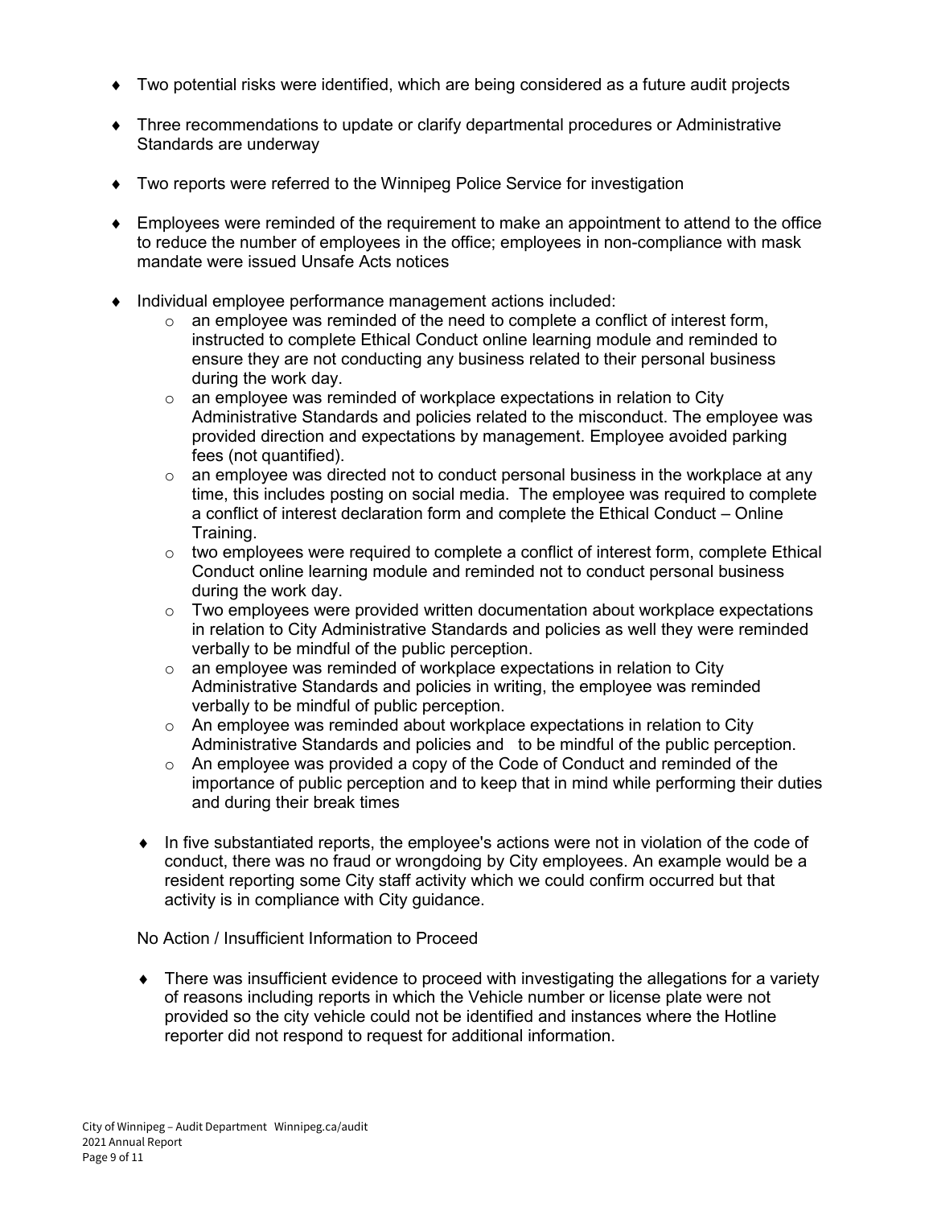- Two potential risks were identified, which are being considered as a future audit projects
- Three recommendations to update or clarify departmental procedures or Administrative Standards are underway
- Two reports were referred to the Winnipeg Police Service for investigation
- Employees were reminded of the requirement to make an appointment to attend to the office to reduce the number of employees in the office; employees in non-compliance with mask mandate were issued Unsafe Acts notices
- Individual employee performance management actions included:
    - an employee was reminded of the need to complete a conflict of interest form, instructed to complete Ethical Conduct online learning module and reminded to ensure they are not conducting any business related to their personal business during the work day.
    - an employee was reminded of workplace expectations in relation to City Administrative Standards and policies related to the misconduct. The employee was provided direction and expectations by management. Employee avoided parking fees (not quantified).
    - an employee was directed not to conduct personal business in the workplace at any time, this includes posting on social media. The employee was required to complete a conflict of interest declaration form and complete the Ethical Conduct – Online Training.
    - two employees were required to complete a conflict of interest form, complete Ethical Conduct online learning module and reminded not to conduct personal business during the work day.
    - Two employees were provided written documentation about workplace expectations in relation to City Administrative Standards and policies as well they were reminded verbally to be mindful of the public perception.
    - an employee was reminded of workplace expectations in relation to City Administrative Standards and policies in writing, the employee was reminded verbally to be mindful of public perception.
    - An employee was reminded about workplace expectations in relation to City Administrative Standards and policies and to be mindful of the public perception.
    - An employee was provided a copy of the Code of Conduct and reminded of the importance of public perception and to keep that in mind while performing their duties and during their break times
- In five substantiated reports, the employee's actions were not in violation of the code of conduct, there was no fraud or wrongdoing by City employees. An example would be a resident reporting some City staff activity which we could confirm occurred but that activity is in compliance with City guidance.

No Action / Insufficient Information to Proceed

- There was insufficient evidence to proceed with investigating the allegations for a variety of reasons including reports in which the Vehicle number or license plate were not provided so the city vehicle could not be identified and instances where the Hotline reporter did not respond to request for additional information.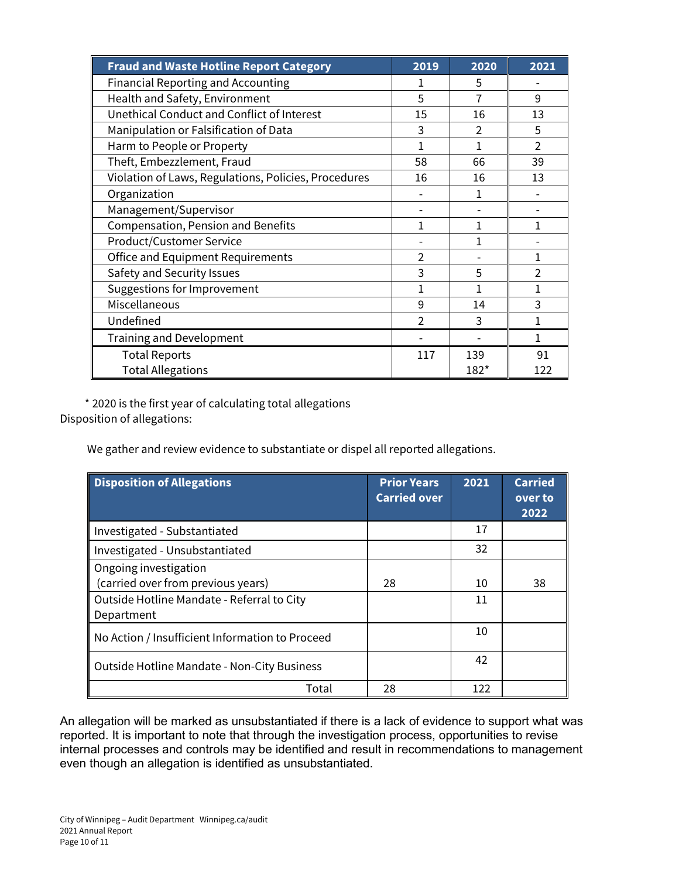| Fraud and Waste Hotline Report Category | 2019 | 2020 | 2021 |
|---|---|---|---|
| Financial Reporting and Accounting | 1 | 5 | - |
| Health and Safety, Environment | 5 | 7 | 9 |
| Unethical Conduct and Conflict of Interest | 15 | 16 | 13 |
| Manipulation or Falsification of Data | 3 | 2 | 5 |
| Harm to People or Property | 1 | 1 | 2 |
| Theft, Embezzlement, Fraud | 58 | 66 | 39 |
| Violation of Laws, Regulations, Policies, Procedures | 16 | 16 | 13 |
| Organization | - | 1 | - |
| Management/Supervisor | - | - | - |
| Compensation, Pension and Benefits | 1 | 1 | 1 |
| Product/Customer Service | - | 1 | - |
| Office and Equipment Requirements | 2 | - | 1 |
| Safety and Security Issues | 3 | 5 | 2 |
| Suggestions for Improvement | 1 | 1 | 1 |
| Miscellaneous | 9 | 14 | 3 |
| Undefined | 2 | 3 | 1 |
| Training and Development | - | - | 1 |
| Total Reports | 117 | 139 | 91 |
| Total Allegations | | 182* | 122 |

\* 2020 is the first year of calculating total allegations

Disposition of allegations:

We gather and review evidence to substantiate or dispel all reported allegations.

| Disposition of Allegations | Prior Years Carried over | 2021 | Carried over to 2022 |
|---|---|---|---|
| Investigated - Substantiated | | 17 | |
| Investigated - Unsubstantiated | | 32 | |
| Ongoing investigation (carried over from previous years) | 28 | 10 | 38 |
| Outside Hotline Mandate - Referral to City Department | | 11 | |
| No Action / Insufficient Information to Proceed | | 10 | |
| Outside Hotline Mandate - Non-City Business | | 42 | |
| Total | 28 | 122 | |

An allegation will be marked as unsubstantiated if there is a lack of evidence to support what was reported. It is important to note that through the investigation process, opportunities to revise internal processes and controls may be identified and result in recommendations to management even though an allegation is identified as unsubstantiated.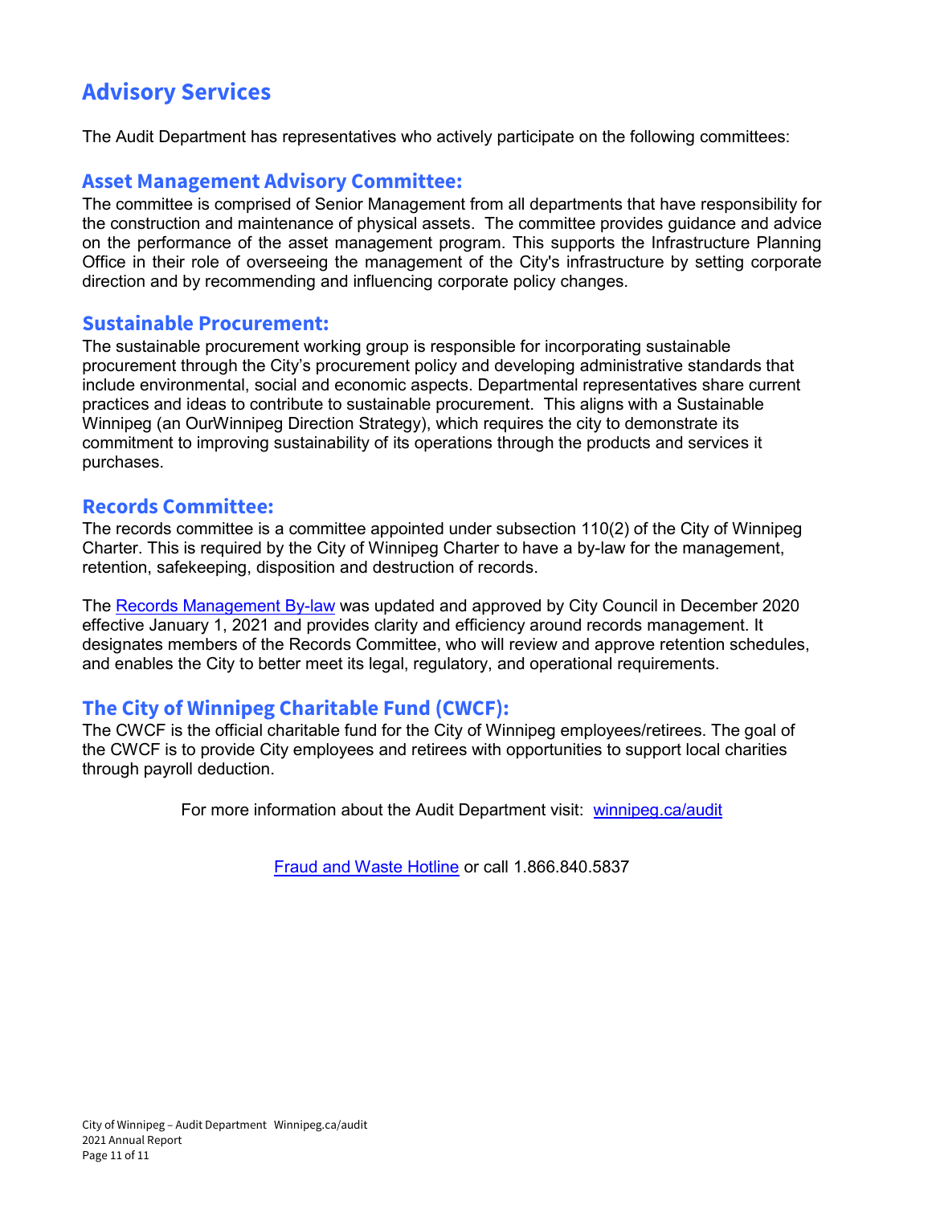# Advisory Services

The Audit Department has representatives who actively participate on the following committees:

## Asset Management Advisory Committee:

The committee is comprised of Senior Management from all departments that have responsibility for the construction and maintenance of physical assets. The committee provides guidance and advice on the performance of the asset management program. This supports the Infrastructure Planning Office in their role of overseeing the management of the City's infrastructure by setting corporate direction and by recommending and influencing corporate policy changes.

## Sustainable Procurement:

The sustainable procurement working group is responsible for incorporating sustainable procurement through the City's procurement policy and developing administrative standards that include environmental, social and economic aspects. Departmental representatives share current practices and ideas to contribute to sustainable procurement. This aligns with a Sustainable Winnipeg (an OurWinnipeg Direction Strategy), which requires the city to demonstrate its commitment to improving sustainability of its operations through the products and services it purchases.

## Records Committee:

The records committee is a committee appointed under subsection 110(2) of the City of Winnipeg Charter. This is required by the City of Winnipeg Charter to have a by-law for the management, retention, safekeeping, disposition and destruction of records.

The Records Management By-law was updated and approved by City Council in December 2020 effective January 1, 2021 and provides clarity and efficiency around records management. It designates members of the Records Committee, who will review and approve retention schedules, and enables the City to better meet its legal, regulatory, and operational requirements.

## The City of Winnipeg Charitable Fund (CWCF):

The CWCF is the official charitable fund for the City of Winnipeg employees/retirees. The goal of the CWCF is to provide City employees and retirees with opportunities to support local charities through payroll deduction.

For more information about the Audit Department visit: winnipeg.ca/audit

Fraud and Waste Hotline or call 1.866.840.5837